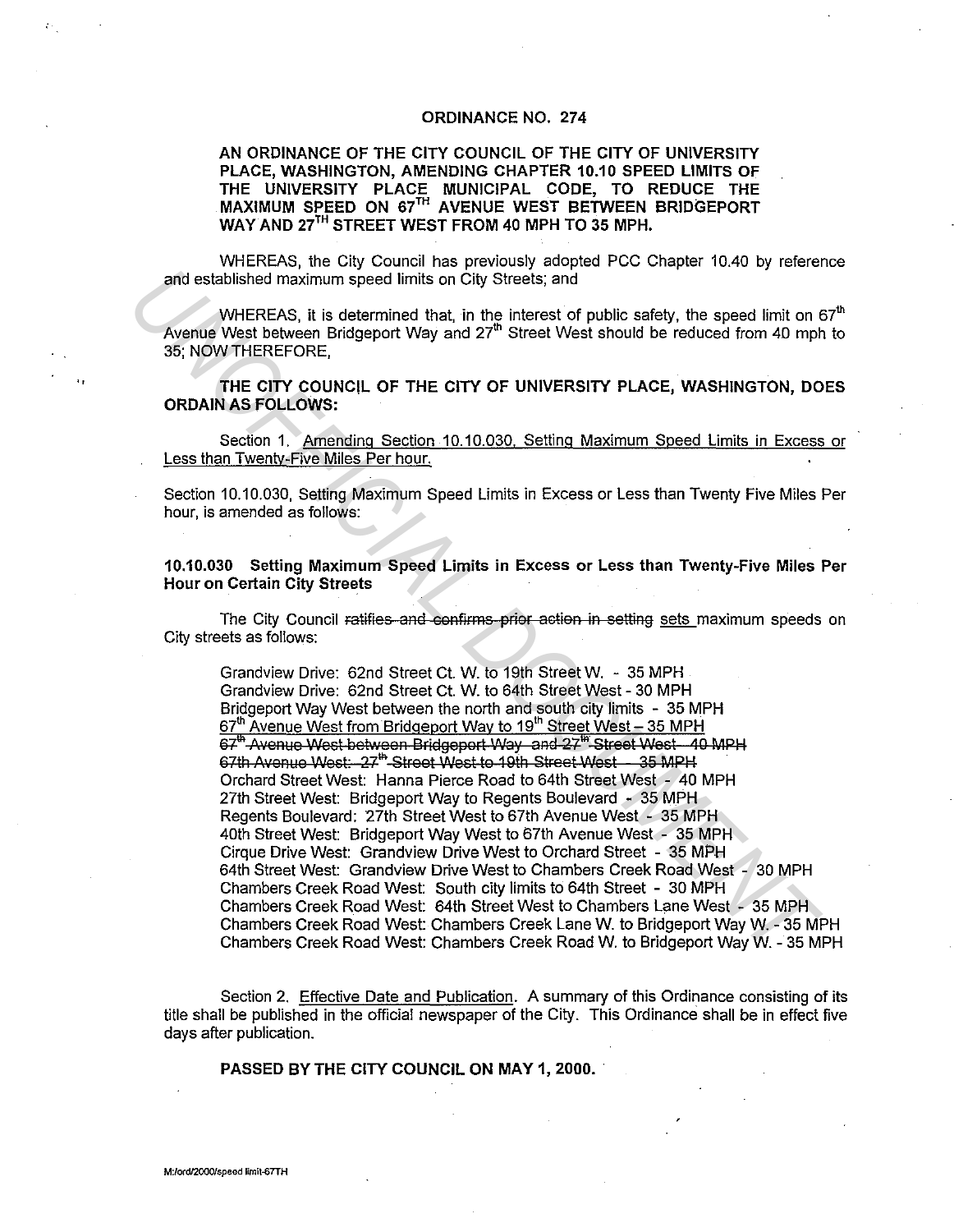# ORDINANCE NO. 274

**AN ORDINANCE OF THE CITY COUNCIL OF THE CITY OF UNIVERSITY PLACE, WASHINGTON, AMENDING CHAPTER 10.10 SPEED LIMITS OF THE UNIVERSITY PLACE MUNICIPAL CODE, TO REDUCE THE MAXIMUM SPEED ON 67TH AVENUE WEST BETWEEN BRIDGEPORT WAY AND 27TH STREET WEST FROM 40 MPH TO 35 MPH.**

WHEREAS, the City Council has previously adopted PCC Chapter 10.40 by reference and established maximum speed limits on City Streets; and

WHEREAS, it is determined that, in the interest of public safety, the speed limit on 67th Avenue West between Bridgeport Way and 27th Street West should be reduced from 40 mph to 35; NOW THEREFORE,

**THE CITY COUNCIL OF THE CITY OF UNIVERSITY PLACE, WASHINGTON, DOES ORDAIN AS FOLLOWS:**

Section 1. <u>Amending Section 10.10.030, Setting Maximum Speed Limits in Excess or Less than Twenty-Five Miles Per hour.</u>

Section 10.10.030, Setting Maximum Speed Limits in Excess or Less than Twenty Five Miles Per hour, is amended as follows:

**10.10.030 Setting Maximum Speed Limits in Excess or Less than Twenty-Five Miles Per Hour on Certain City Streets**

The City Council ~~ratifies and confirms prior action in setting~~ <u>sets</u> maximum speeds on City streets as follows:

Grandview Drive: 62nd Street Ct. W. to 19th Street W. - 35 MPH
Grandview Drive: 62nd Street Ct. W. to 64th Street West - 30 MPH
Bridgeport Way West between the north and south city limits - 35 MPH
<u>67th Avenue West from Bridgeport Way to 19th Street West – 35 MPH</u>
~~67th Avenue West between Bridgeport Way and 27th Street West 40 MPH~~
~~67th Avenue West: 27th Street West to 19th Street West - 35 MPH~~
Orchard Street West: Hanna Pierce Road to 64th Street West - 40 MPH
27th Street West: Bridgeport Way to Regents Boulevard - 35 MPH
Regents Boulevard: 27th Street West to 67th Avenue West - 35 MPH
40th Street West: Bridgeport Way West to 67th Avenue West - 35 MPH
Cirque Drive West: Grandview Drive West to Orchard Street - 35 MPH
64th Street West: Grandview Drive West to Chambers Creek Road West - 30 MPH
Chambers Creek Road West: South city limits to 64th Street - 30 MPH
Chambers Creek Road West: 64th Street West to Chambers Lane West - 35 MPH
Chambers Creek Road West: Chambers Creek Lane W. to Bridgeport Way W. - 35 MPH
Chambers Creek Road West: Chambers Creek Road W. to Bridgeport Way W. - 35 MPH

Section 2. <u>Effective Date and Publication</u>. A summary of this Ordinance consisting of its title shall be published in the official newspaper of the City. This Ordinance shall be in effect five days after publication.

**PASSED BY THE CITY COUNCIL ON MAY 1, 2000.**

M:/ord/2000/speed limit-67TH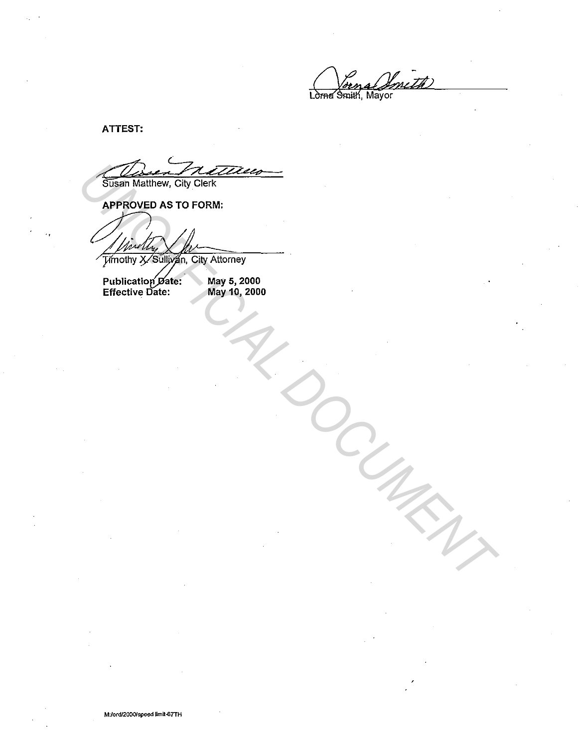Lorna Smith, Mayor

**ATTEST:**

Susan Matthew, City Clerk

**APPROVED AS TO FORM:**

Timothy X. Sullivan, City Attorney

**Publication Date:** May 5, 2000
**Effective Date:** May 10, 2000

UNOFFICIAL DOCUMENT

M:/ord/2000/speed limit-67TH